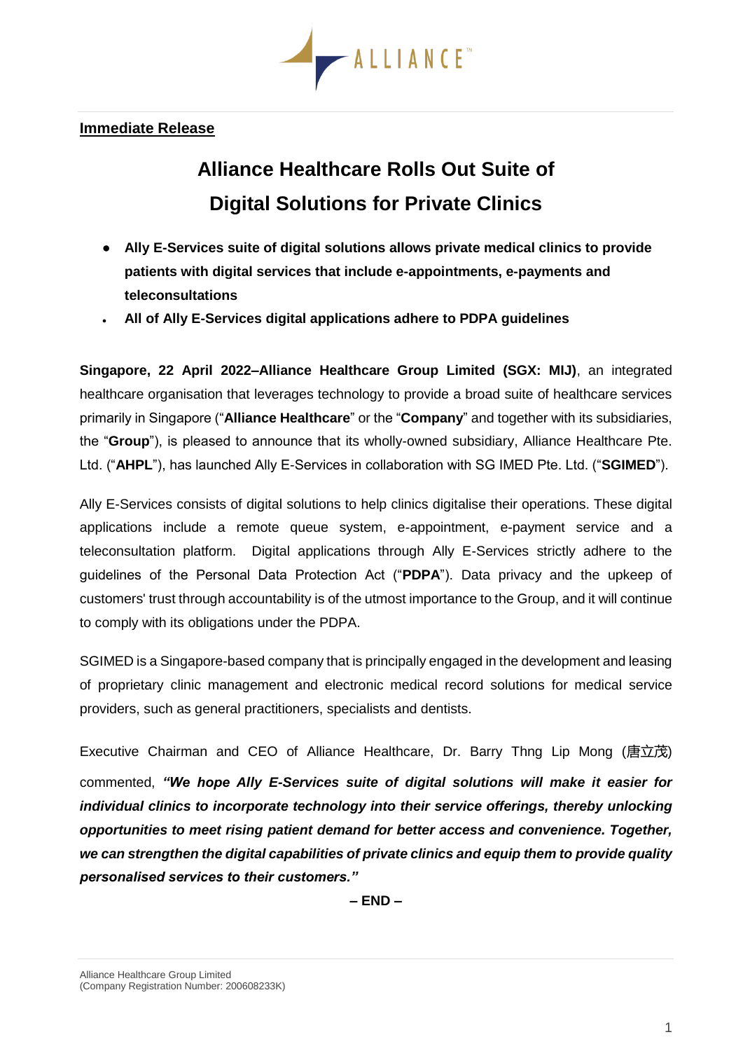**Immediate Release**

# Alliance Healthcare Rolls Out Suite of Digital Solutions for Private Clinics

- **Ally E-Services suite of digital solutions allows private medical clinics to provide patients with digital services that include e-appointments, e-payments and teleconsultations**
- **All of Ally E-Services digital applications adhere to PDPA guidelines**

**Singapore, 22 April 2022–Alliance Healthcare Group Limited (SGX: MIJ)**, an integrated healthcare organisation that leverages technology to provide a broad suite of healthcare services primarily in Singapore ("**Alliance Healthcare**" or the "**Company**" and together with its subsidiaries, the "**Group**"), is pleased to announce that its wholly-owned subsidiary, Alliance Healthcare Pte. Ltd. ("**AHPL**"), has launched Ally E-Services in collaboration with SG IMED Pte. Ltd. ("**SGIMED**").

Ally E-Services consists of digital solutions to help clinics digitalise their operations. These digital applications include a remote queue system, e-appointment, e-payment service and a teleconsultation platform. Digital applications through Ally E-Services strictly adhere to the guidelines of the Personal Data Protection Act ("**PDPA**"). Data privacy and the upkeep of customers' trust through accountability is of the utmost importance to the Group, and it will continue to comply with its obligations under the PDPA.

SGIMED is a Singapore-based company that is principally engaged in the development and leasing of proprietary clinic management and electronic medical record solutions for medical service providers, such as general practitioners, specialists and dentists.

Executive Chairman and CEO of Alliance Healthcare, Dr. Barry Thng Lip Mong (唐立茂) commented, ***"We hope Ally E-Services suite of digital solutions will make it easier for individual clinics to incorporate technology into their service offerings, thereby unlocking opportunities to meet rising patient demand for better access and convenience. Together, we can strengthen the digital capabilities of private clinics and equip them to provide quality personalised services to their customers."***

**– END –**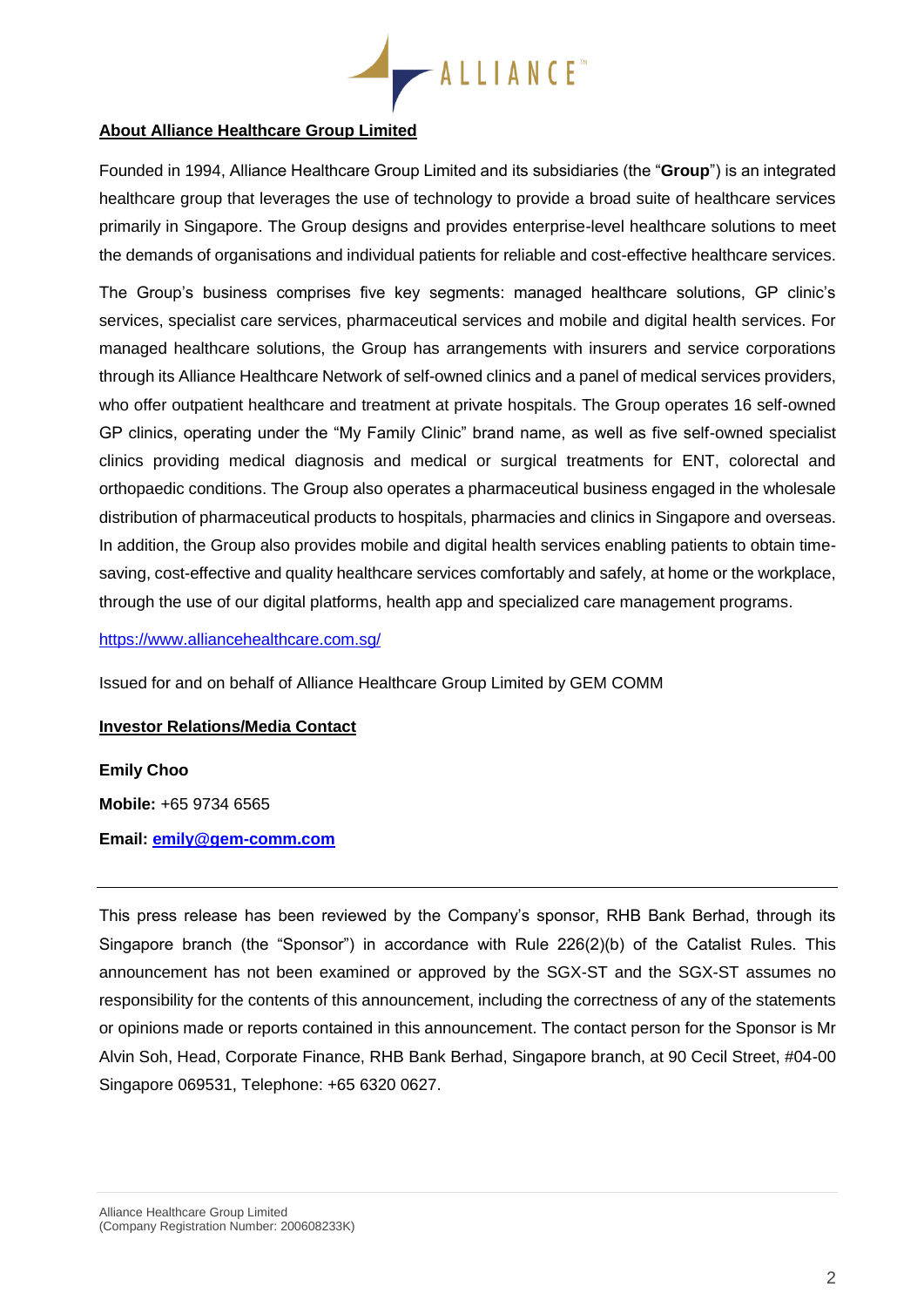**About Alliance Healthcare Group Limited**

Founded in 1994, Alliance Healthcare Group Limited and its subsidiaries (the "**Group**") is an integrated healthcare group that leverages the use of technology to provide a broad suite of healthcare services primarily in Singapore. The Group designs and provides enterprise-level healthcare solutions to meet the demands of organisations and individual patients for reliable and cost-effective healthcare services.

The Group's business comprises five key segments: managed healthcare solutions, GP clinic's services, specialist care services, pharmaceutical services and mobile and digital health services. For managed healthcare solutions, the Group has arrangements with insurers and service corporations through its Alliance Healthcare Network of self-owned clinics and a panel of medical services providers, who offer outpatient healthcare and treatment at private hospitals. The Group operates 16 self-owned GP clinics, operating under the "My Family Clinic" brand name, as well as five self-owned specialist clinics providing medical diagnosis and medical or surgical treatments for ENT, colorectal and orthopaedic conditions. The Group also operates a pharmaceutical business engaged in the wholesale distribution of pharmaceutical products to hospitals, pharmacies and clinics in Singapore and overseas. In addition, the Group also provides mobile and digital health services enabling patients to obtain time-saving, cost-effective and quality healthcare services comfortably and safely, at home or the workplace, through the use of our digital platforms, health app and specialized care management programs.

https://www.alliancehealthcare.com.sg/

Issued for and on behalf of Alliance Healthcare Group Limited by GEM COMM

**Investor Relations/Media Contact**

**Emily Choo**

**Mobile:** +65 9734 6565

**Email:** emily@gem-comm.com

---

This press release has been reviewed by the Company's sponsor, RHB Bank Berhad, through its Singapore branch (the "Sponsor") in accordance with Rule 226(2)(b) of the Catalist Rules. This announcement has not been examined or approved by the SGX-ST and the SGX-ST assumes no responsibility for the contents of this announcement, including the correctness of any of the statements or opinions made or reports contained in this announcement. The contact person for the Sponsor is Mr Alvin Soh, Head, Corporate Finance, RHB Bank Berhad, Singapore branch, at 90 Cecil Street, #04-00 Singapore 069531, Telephone: +65 6320 0627.